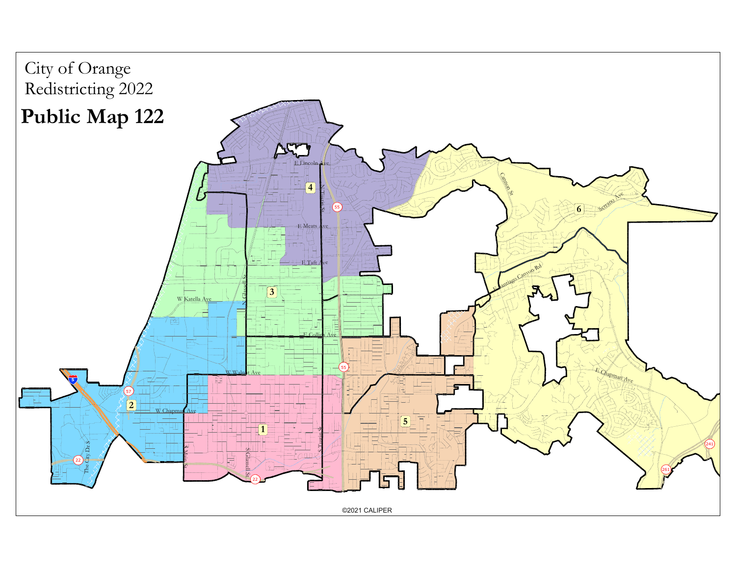City of Orange

Redistricting 2022

# Public Map 122

©2021 CALIPER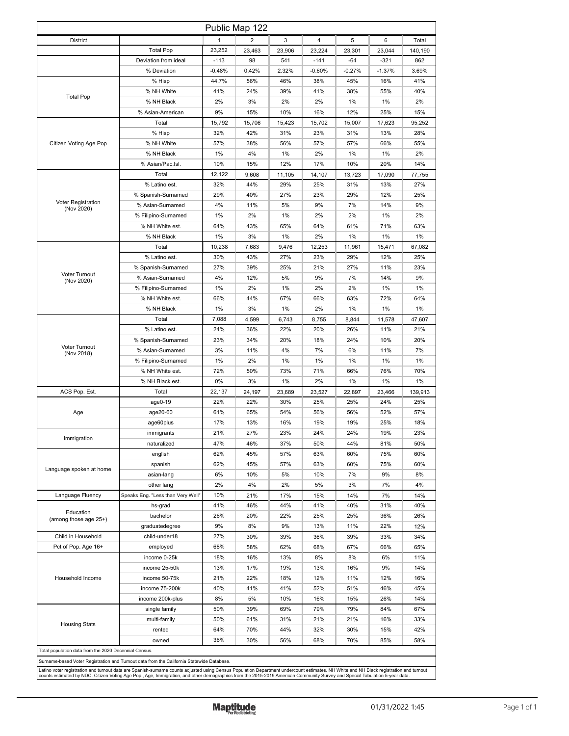# Public Map 122

| District | | 1 | 2 | 3 | 4 | 5 | 6 | Total |
|---|---|---|---|---|---|---|---|---|
| | Total Pop | 23,252 | 23,463 | 23,906 | 23,224 | 23,301 | 23,044 | 140,190 |
| | Deviation from ideal | -113 | 98 | 541 | -141 | -64 | -321 | 862 |
| | % Deviation | -0.48% | 0.42% | 2.32% | -0.60% | -0.27% | -1.37% | 3.69% |
| Total Pop | % Hisp | 44.7% | 56% | 46% | 38% | 45% | 16% | 41% |
| | % NH White | 41% | 24% | 39% | 41% | 38% | 55% | 40% |
| | % NH Black | 2% | 3% | 2% | 2% | 1% | 1% | 2% |
| | % Asian-American | 9% | 15% | 10% | 16% | 12% | 25% | 15% |
| Citizen Voting Age Pop | Total | 15,792 | 15,706 | 15,423 | 15,702 | 15,007 | 17,623 | 95,252 |
| | % Hisp | 32% | 42% | 31% | 23% | 31% | 13% | 28% |
| | % NH White | 57% | 38% | 56% | 57% | 57% | 66% | 55% |
| | % NH Black | 1% | 4% | 1% | 2% | 1% | 1% | 2% |
| | % Asian/Pac.Isl. | 10% | 15% | 12% | 17% | 10% | 20% | 14% |
| Voter Registration (Nov 2020) | Total | 12,122 | 9,608 | 11,105 | 14,107 | 13,723 | 17,090 | 77,755 |
| | % Latino est. | 32% | 44% | 29% | 25% | 31% | 13% | 27% |
| | % Spanish-Surnamed | 29% | 40% | 27% | 23% | 29% | 12% | 25% |
| | % Asian-Surnamed | 4% | 11% | 5% | 9% | 7% | 14% | 9% |
| | % Filipino-Surnamed | 1% | 2% | 1% | 2% | 2% | 1% | 2% |
| | % NH White est. | 64% | 43% | 65% | 64% | 61% | 71% | 63% |
| | % NH Black | 1% | 3% | 1% | 2% | 1% | 1% | 1% |
| Voter Turnout (Nov 2020) | Total | 10,238 | 7,683 | 9,476 | 12,253 | 11,961 | 15,471 | 67,082 |
| | % Latino est. | 30% | 43% | 27% | 23% | 29% | 12% | 25% |
| | % Spanish-Surnamed | 27% | 39% | 25% | 21% | 27% | 11% | 23% |
| | % Asian-Surnamed | 4% | 12% | 5% | 9% | 7% | 14% | 9% |
| | % Filipino-Surnamed | 1% | 2% | 1% | 2% | 2% | 1% | 1% |
| | % NH White est. | 66% | 44% | 67% | 66% | 63% | 72% | 64% |
| | % NH Black | 1% | 3% | 1% | 2% | 1% | 1% | 1% |
| Voter Turnout (Nov 2018) | Total | 7,088 | 4,599 | 6,743 | 8,755 | 8,844 | 11,578 | 47,607 |
| | % Latino est. | 24% | 36% | 22% | 20% | 26% | 11% | 21% |
| | % Spanish-Surnamed | 23% | 34% | 20% | 18% | 24% | 10% | 20% |
| | % Asian-Surnamed | 3% | 11% | 4% | 7% | 6% | 11% | 7% |
| | % Filipino-Surnamed | 1% | 2% | 1% | 1% | 1% | 1% | 1% |
| | % NH White est. | 72% | 50% | 73% | 71% | 66% | 76% | 70% |
| | % NH Black est. | 0% | 3% | 1% | 2% | 1% | 1% | 1% |
| ACS Pop. Est. | Total | 22,137 | 24,197 | 23,689 | 23,527 | 22,897 | 23,466 | 139,913 |
| Age | age0-19 | 22% | 22% | 30% | 25% | 25% | 24% | 25% |
| | age20-60 | 61% | 65% | 54% | 56% | 56% | 52% | 57% |
| | age60plus | 17% | 13% | 16% | 19% | 19% | 25% | 18% |
| Immigration | immigrants | 21% | 27% | 23% | 24% | 24% | 19% | 23% |
| | naturalized | 47% | 46% | 37% | 50% | 44% | 81% | 50% |
| Language spoken at home | english | 62% | 45% | 57% | 63% | 60% | 75% | 60% |
| | spanish | 62% | 45% | 57% | 63% | 60% | 75% | 60% |
| | asian-lang | 6% | 10% | 5% | 10% | 7% | 9% | 8% |
| | other lang | 2% | 4% | 2% | 5% | 3% | 7% | 4% |
| Language Fluency | Speaks Eng. "Less than Very Well" | 10% | 21% | 17% | 15% | 14% | 7% | 14% |
| Education (among those age 25+) | hs-grad | 41% | 46% | 44% | 41% | 40% | 31% | 40% |
| | bachelor | 26% | 20% | 22% | 25% | 25% | 36% | 26% |
| | graduatedegree | 9% | 8% | 9% | 13% | 11% | 22% | 12% |
| Child in Household | child-under18 | 27% | 30% | 39% | 36% | 39% | 33% | 34% |
| Pct of Pop. Age 16+ | employed | 68% | 58% | 62% | 68% | 67% | 66% | 65% |
| Household Income | income 0-25k | 18% | 16% | 13% | 8% | 8% | 6% | 11% |
| | income 25-50k | 13% | 17% | 19% | 13% | 16% | 9% | 14% |
| | income 50-75k | 21% | 22% | 18% | 12% | 11% | 12% | 16% |
| | income 75-200k | 40% | 41% | 41% | 52% | 51% | 46% | 45% |
| | income 200k-plus | 8% | 5% | 10% | 16% | 15% | 26% | 14% |
| Housing Stats | single family | 50% | 39% | 69% | 79% | 79% | 84% | 67% |
| | multi-family | 50% | 61% | 31% | 21% | 21% | 16% | 33% |
| | rented | 64% | 70% | 44% | 32% | 30% | 15% | 42% |
| | owned | 36% | 30% | 56% | 68% | 70% | 85% | 58% |

Total population data from the 2020 Decennial Census.

Surname-based Voter Registration and Turnout data from the California Statewide Database.

Latino voter registration and turnout data are Spanish-surname counts adjusted using Census Population Department undercount estimates. NH White and NH Black registration and turnout counts estimated by NDC. Citizen Voting Age Pop., Age, Immigration, and other demographics from the 2015-2019 American Community Survey and Special Tabulation 5-year data.

Maptitude For Redistricting 01/31/2022 1:45